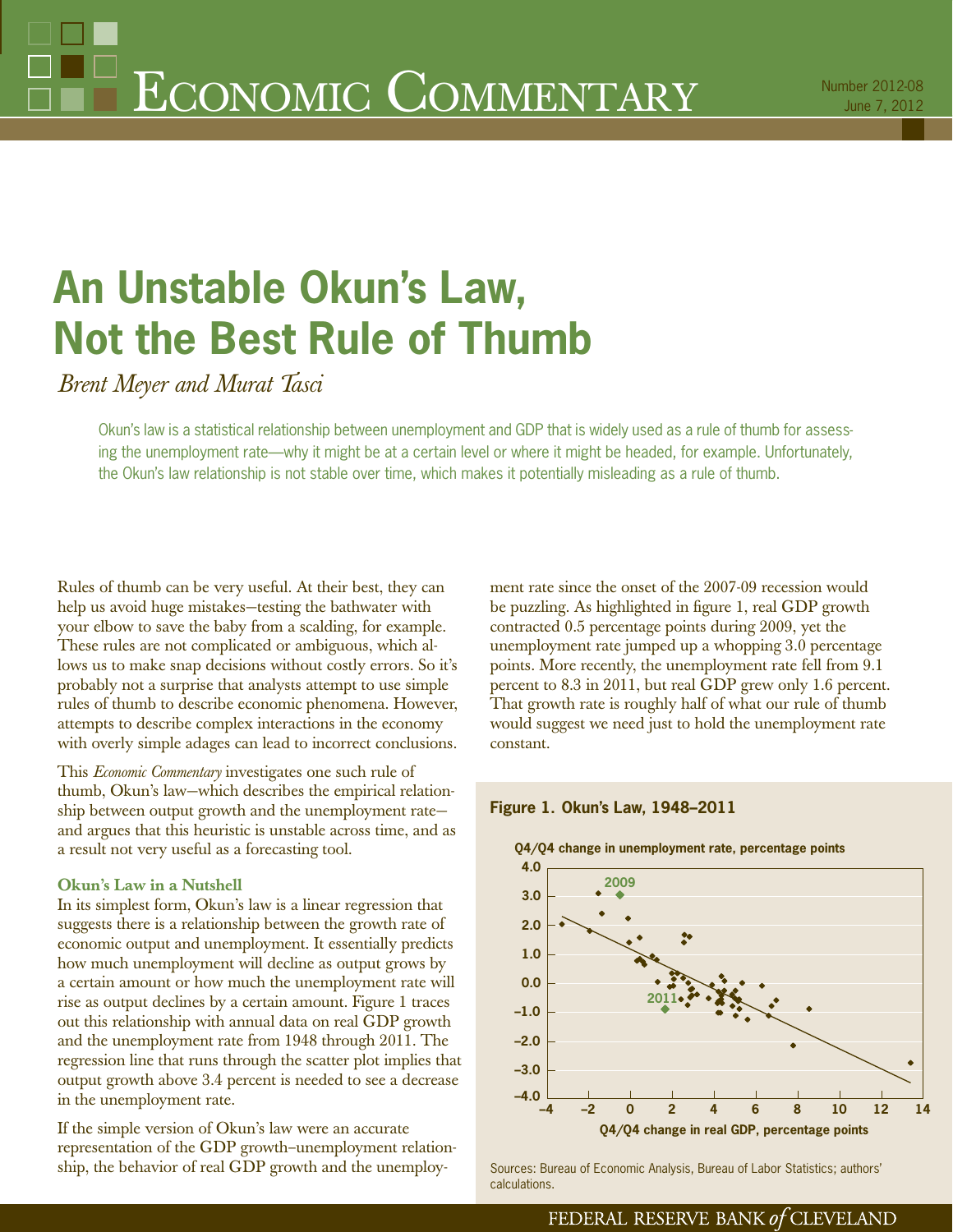# Economic Commentary

Number 2012-08
June 7, 2012

# An Unstable Okun's Law, Not the Best Rule of Thumb

*Brent Meyer and Murat Tasci*

Okun's law is a statistical relationship between unemployment and GDP that is widely used as a rule of thumb for assessing the unemployment rate—why it might be at a certain level or where it might be headed, for example. Unfortunately, the Okun's law relationship is not stable over time, which makes it potentially misleading as a rule of thumb.

Rules of thumb can be very useful. At their best, they can help us avoid huge mistakes—testing the bathwater with your elbow to save the baby from a scalding, for example. These rules are not complicated or ambiguous, which allows us to make snap decisions without costly errors. So it's probably not a surprise that analysts attempt to use simple rules of thumb to describe economic phenomena. However, attempts to describe complex interactions in the economy with overly simple adages can lead to incorrect conclusions.

This *Economic Commentary* investigates one such rule of thumb, Okun's law—which describes the empirical relationship between output growth and the unemployment rate—and argues that this heuristic is unstable across time, and as a result not very useful as a forecasting tool.

### Okun's Law in a Nutshell

In its simplest form, Okun's law is a linear regression that suggests there is a relationship between the growth rate of economic output and unemployment. It essentially predicts how much unemployment will decline as output grows by a certain amount or how much the unemployment rate will rise as output declines by a certain amount. Figure 1 traces out this relationship with annual data on real GDP growth and the unemployment rate from 1948 through 2011. The regression line that runs through the scatter plot implies that output growth above 3.4 percent is needed to see a decrease in the unemployment rate.

If the simple version of Okun's law were an accurate representation of the GDP growth–unemployment relationship, the behavior of real GDP growth and the unemployment rate since the onset of the 2007-09 recession would be puzzling. As highlighted in figure 1, real GDP growth contracted 0.5 percentage points during 2009, yet the unemployment rate jumped up a whopping 3.0 percentage points. More recently, the unemployment rate fell from 9.1 percent to 8.3 in 2011, but real GDP grew only 1.6 percent. That growth rate is roughly half of what our rule of thumb would suggest we need just to hold the unemployment rate constant.

**Figure 1. Okun's Law, 1948–2011**

Sources: Bureau of Economic Analysis, Bureau of Labor Statistics; authors' calculations.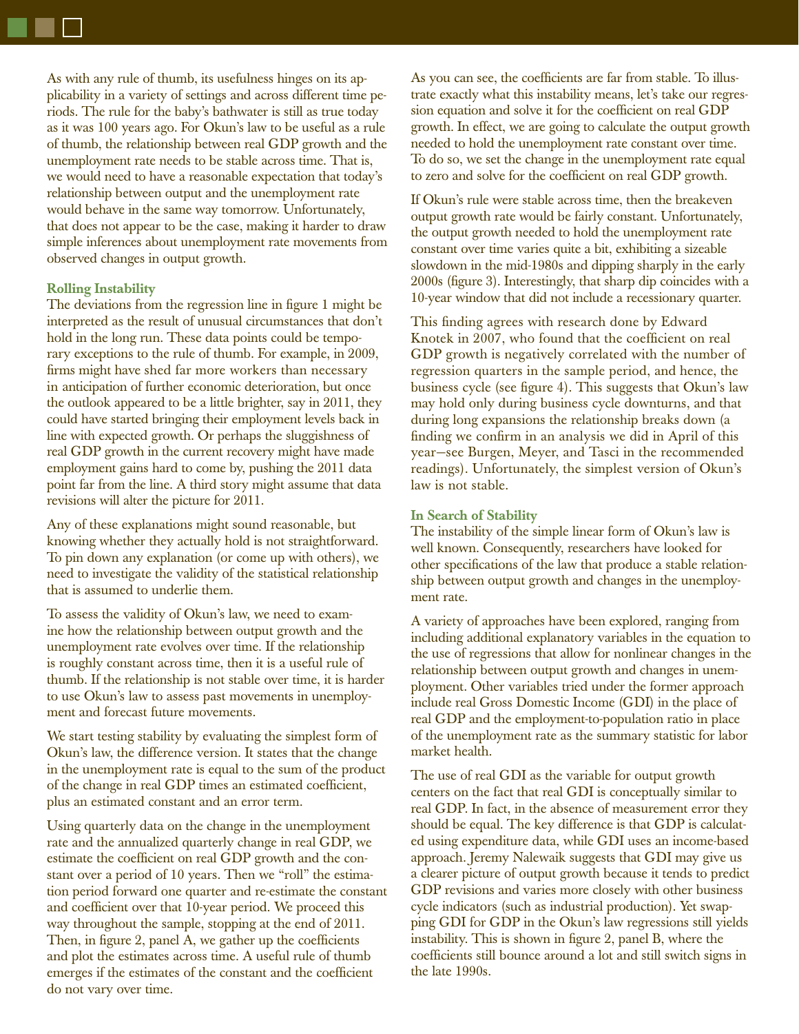As with any rule of thumb, its usefulness hinges on its applicability in a variety of settings and across different time periods. The rule for the baby's bathwater is still as true today as it was 100 years ago. For Okun's law to be useful as a rule of thumb, the relationship between real GDP growth and the unemployment rate needs to be stable across time. That is, we would need to have a reasonable expectation that today's relationship between output and the unemployment rate would behave in the same way tomorrow. Unfortunately, that does not appear to be the case, making it harder to draw simple inferences about unemployment rate movements from observed changes in output growth.

### Rolling Instability

The deviations from the regression line in figure 1 might be interpreted as the result of unusual circumstances that don't hold in the long run. These data points could be temporary exceptions to the rule of thumb. For example, in 2009, firms might have shed far more workers than necessary in anticipation of further economic deterioration, but once the outlook appeared to be a little brighter, say in 2011, they could have started bringing their employment levels back in line with expected growth. Or perhaps the sluggishness of real GDP growth in the current recovery might have made employment gains hard to come by, pushing the 2011 data point far from the line. A third story might assume that data revisions will alter the picture for 2011.

Any of these explanations might sound reasonable, but knowing whether they actually hold is not straightforward. To pin down any explanation (or come up with others), we need to investigate the validity of the statistical relationship that is assumed to underlie them.

To assess the validity of Okun's law, we need to examine how the relationship between output growth and the unemployment rate evolves over time. If the relationship is roughly constant across time, then it is a useful rule of thumb. If the relationship is not stable over time, it is harder to use Okun's law to assess past movements in unemployment and forecast future movements.

We start testing stability by evaluating the simplest form of Okun's law, the difference version. It states that the change in the unemployment rate is equal to the sum of the product of the change in real GDP times an estimated coefficient, plus an estimated constant and an error term.

Using quarterly data on the change in the unemployment rate and the annualized quarterly change in real GDP, we estimate the coefficient on real GDP growth and the constant over a period of 10 years. Then we "roll" the estimation period forward one quarter and re-estimate the constant and coefficient over that 10-year period. We proceed this way throughout the sample, stopping at the end of 2011. Then, in figure 2, panel A, we gather up the coefficients and plot the estimates across time. A useful rule of thumb emerges if the estimates of the constant and the coefficient do not vary over time.

As you can see, the coefficients are far from stable. To illustrate exactly what this instability means, let's take our regression equation and solve it for the coefficient on real GDP growth. In effect, we are going to calculate the output growth needed to hold the unemployment rate constant over time. To do so, we set the change in the unemployment rate equal to zero and solve for the coefficient on real GDP growth.

If Okun's rule were stable across time, then the breakeven output growth rate would be fairly constant. Unfortunately, the output growth needed to hold the unemployment rate constant over time varies quite a bit, exhibiting a sizeable slowdown in the mid-1980s and dipping sharply in the early 2000s (figure 3). Interestingly, that sharp dip coincides with a 10-year window that did not include a recessionary quarter.

This finding agrees with research done by Edward Knotek in 2007, who found that the coefficient on real GDP growth is negatively correlated with the number of regression quarters in the sample period, and hence, the business cycle (see figure 4). This suggests that Okun's law may hold only during business cycle downturns, and that during long expansions the relationship breaks down (a finding we confirm in an analysis we did in April of this year—see Burgen, Meyer, and Tasci in the recommended readings). Unfortunately, the simplest version of Okun's law is not stable.

### In Search of Stability

The instability of the simple linear form of Okun's law is well known. Consequently, researchers have looked for other specifications of the law that produce a stable relationship between output growth and changes in the unemployment rate.

A variety of approaches have been explored, ranging from including additional explanatory variables in the equation to the use of regressions that allow for nonlinear changes in the relationship between output growth and changes in unemployment. Other variables tried under the former approach include real Gross Domestic Income (GDI) in the place of real GDP and the employment-to-population ratio in place of the unemployment rate as the summary statistic for labor market health.

The use of real GDI as the variable for output growth centers on the fact that real GDI is conceptually similar to real GDP. In fact, in the absence of measurement error they should be equal. The key difference is that GDP is calculated using expenditure data, while GDI uses an income-based approach. Jeremy Nalewaik suggests that GDI may give us a clearer picture of output growth because it tends to predict GDP revisions and varies more closely with other business cycle indicators (such as industrial production). Yet swapping GDI for GDP in the Okun's law regressions still yields instability. This is shown in figure 2, panel B, where the coefficients still bounce around a lot and still switch signs in the late 1990s.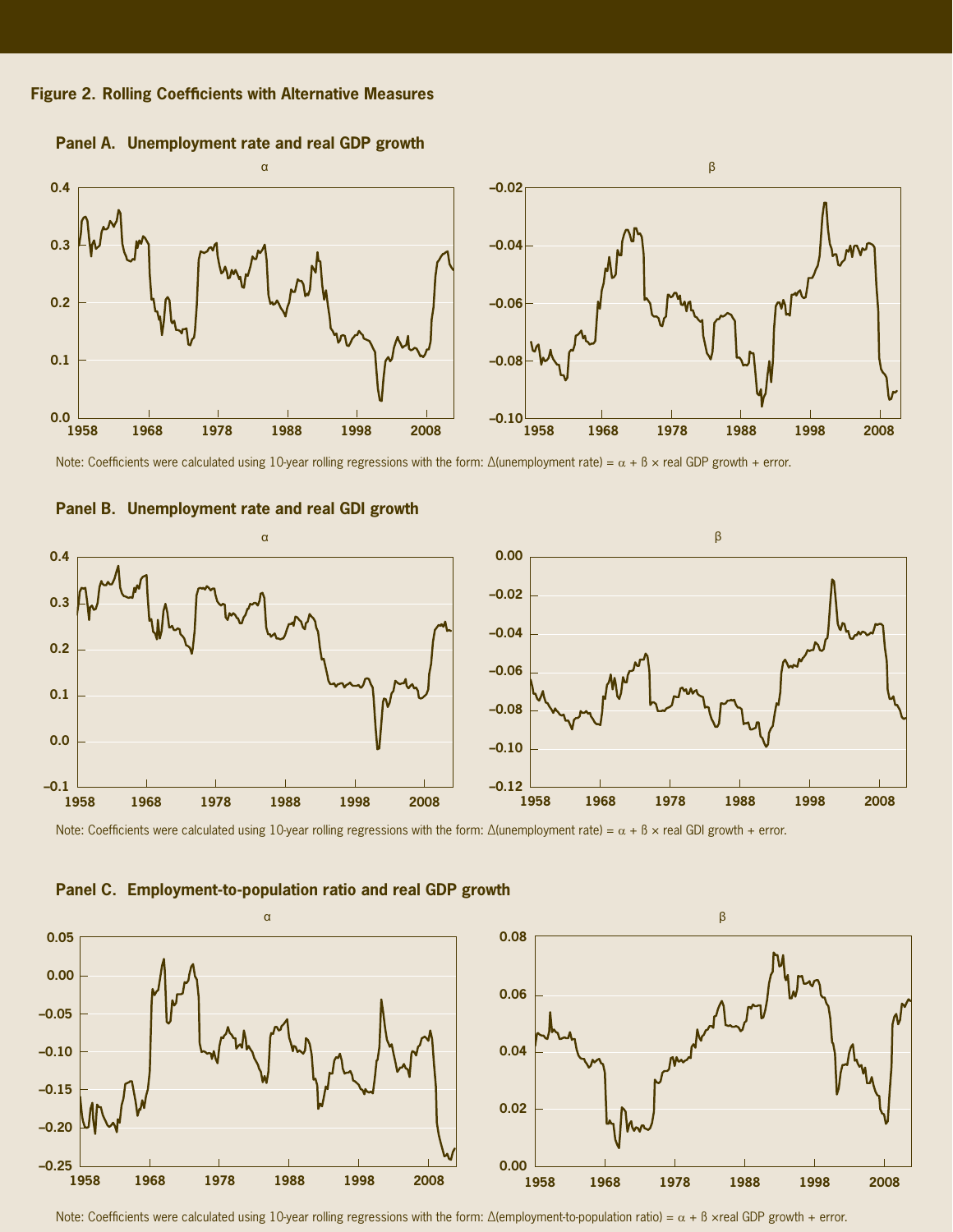**Figure 2. Rolling Coefficients with Alternative Measures**

**Panel A. Unemployment rate and real GDP growth**

Note: Coefficients were calculated using 10-year rolling regressions with the form: Δ(unemployment rate) = α + β × real GDP growth + error.

**Panel B. Unemployment rate and real GDI growth**

Note: Coefficients were calculated using 10-year rolling regressions with the form: Δ(unemployment rate) = α + β × real GDI growth + error.

**Panel C. Employment-to-population ratio and real GDP growth**

Note: Coefficients were calculated using 10-year rolling regressions with the form: Δ(employment-to-population ratio) = α + β × real GDP growth + error.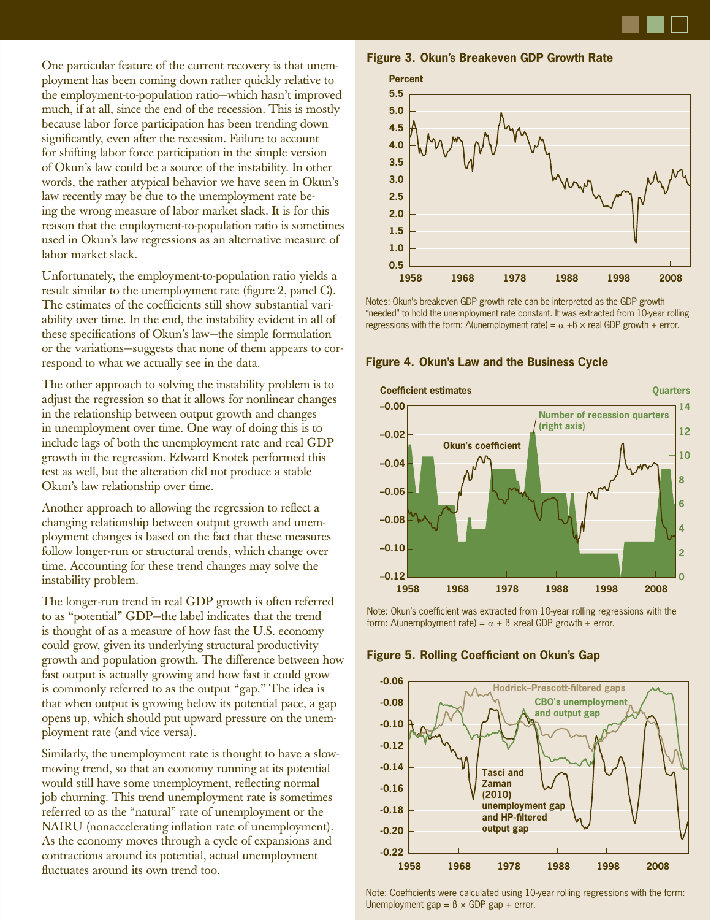One particular feature of the current recovery is that unemployment has been coming down rather quickly relative to the employment-to-population ratio—which hasn't improved much, if at all, since the end of the recession. This is mostly because labor force participation has been trending down significantly, even after the recession. Failure to account for shifting labor force participation in the simple version of Okun's law could be a source of the instability. In other words, the rather atypical behavior we have seen in Okun's law recently may be due to the unemployment rate being the wrong measure of labor market slack. It is for this reason that the employment-to-population ratio is sometimes used in Okun's law regressions as an alternative measure of labor market slack.

Unfortunately, the employment-to-population ratio yields a result similar to the unemployment rate (figure 2, panel C). The estimates of the coefficients still show substantial variability over time. In the end, the instability evident in all of these specifications of Okun's law—the simple formulation or the variations—suggests that none of them appears to correspond to what we actually see in the data.

The other approach to solving the instability problem is to adjust the regression so that it allows for nonlinear changes in the relationship between output growth and changes in unemployment over time. One way of doing this is to include lags of both the unemployment rate and real GDP growth in the regression. Edward Knotek performed this test as well, but the alteration did not produce a stable Okun's law relationship over time.

Another approach to allowing the regression to reflect a changing relationship between output growth and unemployment changes is based on the fact that these measures follow longer-run or structural trends, which change over time. Accounting for these trend changes may solve the instability problem.

The longer-run trend in real GDP growth is often referred to as "potential" GDP—the label indicates that the trend is thought of as a measure of how fast the U.S. economy could grow, given its underlying structural productivity growth and population growth. The difference between how fast output is actually growing and how fast it could grow is commonly referred to as the output "gap." The idea is that when output is growing below its potential pace, a gap opens up, which should put upward pressure on the unemployment rate (and vice versa).

Similarly, the unemployment rate is thought to have a slow-moving trend, so that an economy running at its potential would still have some unemployment, reflecting normal job churning. This trend unemployment rate is sometimes referred to as the "natural" rate of unemployment or the NAIRU (nonaccelerating inflation rate of unemployment). As the economy moves through a cycle of expansions and contractions around its potential, actual unemployment fluctuates around its own trend too.

**Figure 3. Okun's Breakeven GDP Growth Rate**

Notes: Okun's breakeven GDP growth rate can be interpreted as the GDP growth "needed" to hold the unemployment rate constant. It was extracted from 10-year rolling regressions with the form: $\Delta$(unemployment rate) = $\alpha + \beta \times$ real GDP growth + error.

**Figure 4. Okun's Law and the Business Cycle**

Note: Okun's coefficient was extracted from 10-year rolling regressions with the form: $\Delta$(unemployment rate) = $\alpha + \beta \times$real GDP growth + error.

**Figure 5. Rolling Coefficient on Okun's Gap**

Note: Coefficients were calculated using 10-year rolling regressions with the form: Unemployment gap = $\beta \times$ GDP gap + error.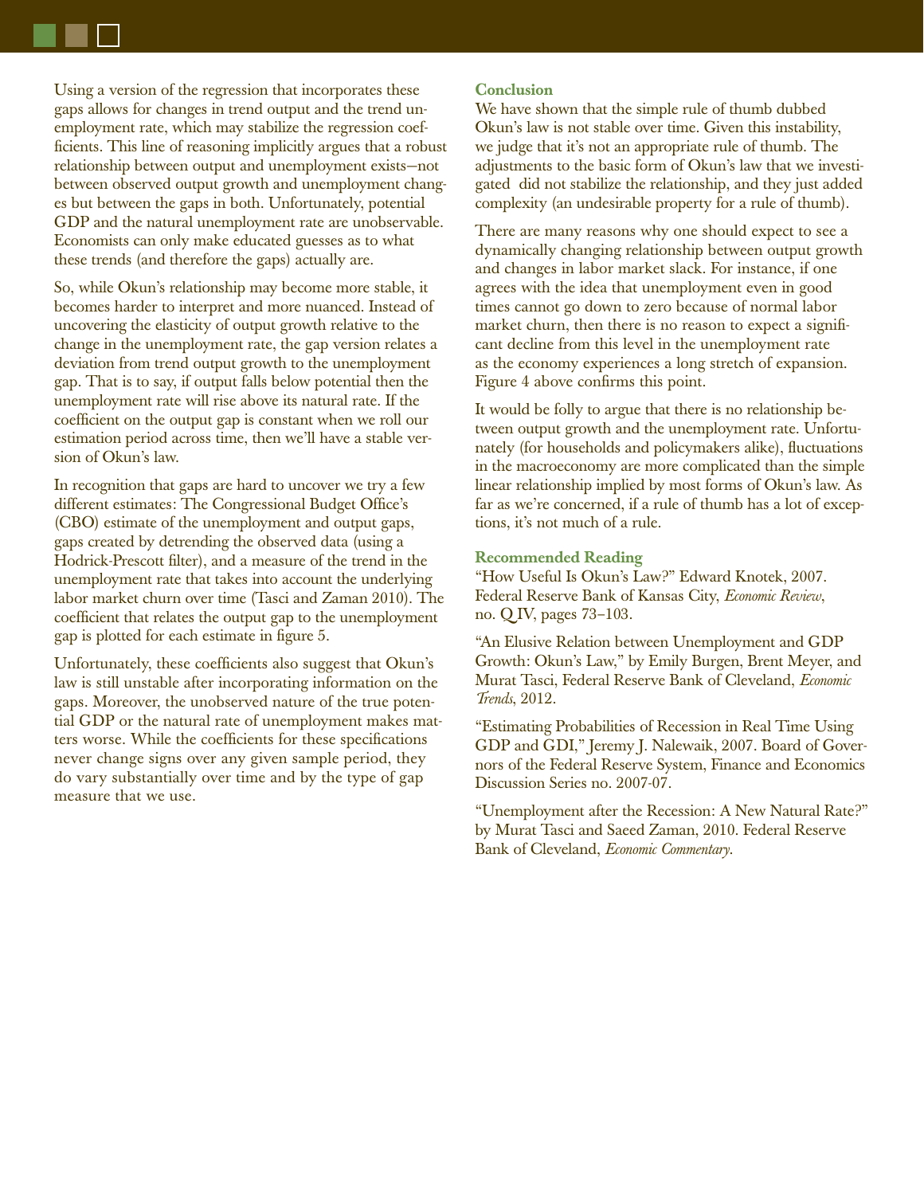Using a version of the regression that incorporates these gaps allows for changes in trend output and the trend unemployment rate, which may stabilize the regression coefficients. This line of reasoning implicitly argues that a robust relationship between output and unemployment exists—not between observed output growth and unemployment changes but between the gaps in both. Unfortunately, potential GDP and the natural unemployment rate are unobservable. Economists can only make educated guesses as to what these trends (and therefore the gaps) actually are.

So, while Okun's relationship may become more stable, it becomes harder to interpret and more nuanced. Instead of uncovering the elasticity of output growth relative to the change in the unemployment rate, the gap version relates a deviation from trend output growth to the unemployment gap. That is to say, if output falls below potential then the unemployment rate will rise above its natural rate. If the coefficient on the output gap is constant when we roll our estimation period across time, then we'll have a stable version of Okun's law.

In recognition that gaps are hard to uncover we try a few different estimates: The Congressional Budget Office's (CBO) estimate of the unemployment and output gaps, gaps created by detrending the observed data (using a Hodrick-Prescott filter), and a measure of the trend in the unemployment rate that takes into account the underlying labor market churn over time (Tasci and Zaman 2010). The coefficient that relates the output gap to the unemployment gap is plotted for each estimate in figure 5.

Unfortunately, these coefficients also suggest that Okun's law is still unstable after incorporating information on the gaps. Moreover, the unobserved nature of the true potential GDP or the natural rate of unemployment makes matters worse. While the coefficients for these specifications never change signs over any given sample period, they do vary substantially over time and by the type of gap measure that we use.

### Conclusion

We have shown that the simple rule of thumb dubbed Okun's law is not stable over time. Given this instability, we judge that it's not an appropriate rule of thumb. The adjustments to the basic form of Okun's law that we investigated did not stabilize the relationship, and they just added complexity (an undesirable property for a rule of thumb).

There are many reasons why one should expect to see a dynamically changing relationship between output growth and changes in labor market slack. For instance, if one agrees with the idea that unemployment even in good times cannot go down to zero because of normal labor market churn, then there is no reason to expect a significant decline from this level in the unemployment rate as the economy experiences a long stretch of expansion. Figure 4 above confirms this point.

It would be folly to argue that there is no relationship between output growth and the unemployment rate. Unfortunately (for households and policymakers alike), fluctuations in the macroeconomy are more complicated than the simple linear relationship implied by most forms of Okun's law. As far as we're concerned, if a rule of thumb has a lot of exceptions, it's not much of a rule.

### Recommended Reading

"How Useful Is Okun's Law?" Edward Knotek, 2007. Federal Reserve Bank of Kansas City, *Economic Review*, no. Q IV, pages 73–103.

"An Elusive Relation between Unemployment and GDP Growth: Okun's Law," by Emily Burgen, Brent Meyer, and Murat Tasci, Federal Reserve Bank of Cleveland, *Economic Trends*, 2012.

"Estimating Probabilities of Recession in Real Time Using GDP and GDI," Jeremy J. Nalewaik, 2007. Board of Governors of the Federal Reserve System, Finance and Economics Discussion Series no. 2007-07.

"Unemployment after the Recession: A New Natural Rate?" by Murat Tasci and Saeed Zaman, 2010. Federal Reserve Bank of Cleveland, *Economic Commentary*.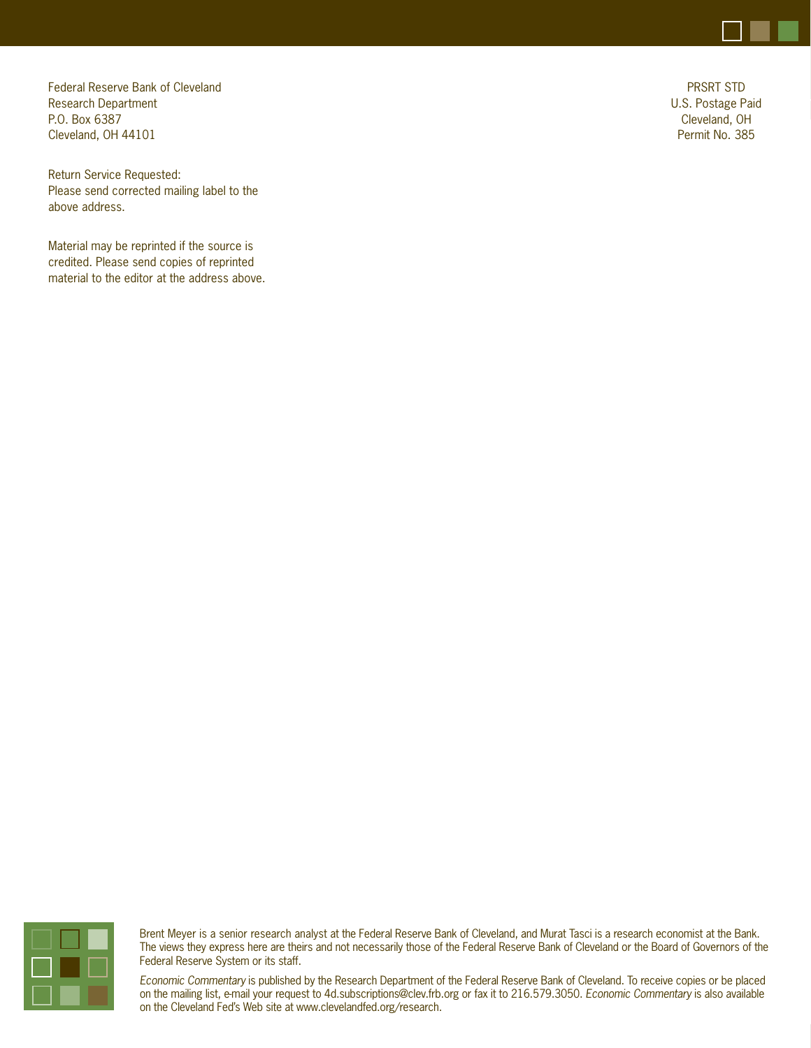Federal Reserve Bank of Cleveland
Research Department
P.O. Box 6387
Cleveland, OH 44101

PRSRT STD
U.S. Postage Paid
Cleveland, OH
Permit No. 385

Return Service Requested:
Please send corrected mailing label to the above address.

Material may be reprinted if the source is credited. Please send copies of reprinted material to the editor at the address above.

Brent Meyer is a senior research analyst at the Federal Reserve Bank of Cleveland, and Murat Tasci is a research economist at the Bank. The views they express here are theirs and not necessarily those of the Federal Reserve Bank of Cleveland or the Board of Governors of the Federal Reserve System or its staff.

*Economic Commentary* is published by the Research Department of the Federal Reserve Bank of Cleveland. To receive copies or be placed on the mailing list, e-mail your request to 4d.subscriptions@clev.frb.org or fax it to 216.579.3050. *Economic Commentary* is also available on the Cleveland Fed's Web site at www.clevelandfed.org/research.